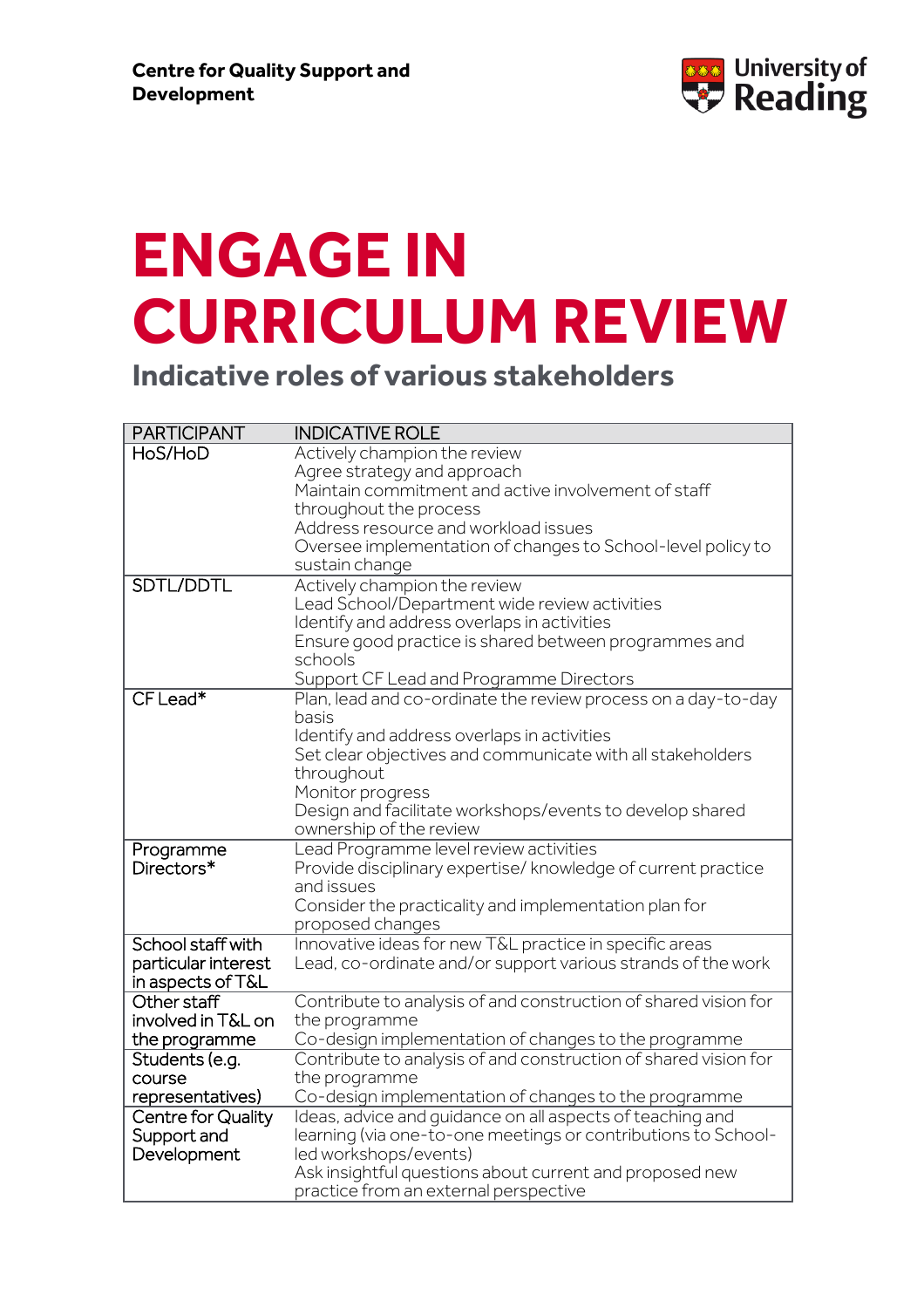Centre for Quality Support and Development

University of Reading

# ENGAGE IN CURRICULUM REVIEW

## Indicative roles of various stakeholders

| PARTICIPANT | INDICATIVE ROLE |
|---|---|
| HoS/HoD | Actively champion the review<br>Agree strategy and approach<br>Maintain commitment and active involvement of staff throughout the process<br>Address resource and workload issues<br>Oversee implementation of changes to School-level policy to sustain change |
| SDTL/DDTL | Actively champion the review<br>Lead School/Department wide review activities<br>Identify and address overlaps in activities<br>Ensure good practice is shared between programmes and schools<br>Support CF Lead and Programme Directors |
| CF Lead* | Plan, lead and co-ordinate the review process on a day-to-day basis<br>Identify and address overlaps in activities<br>Set clear objectives and communicate with all stakeholders throughout<br>Monitor progress<br>Design and facilitate workshops/events to develop shared ownership of the review |
| Programme Directors* | Lead Programme level review activities<br>Provide disciplinary expertise/ knowledge of current practice and issues<br>Consider the practicality and implementation plan for proposed changes |
| School staff with particular interest in aspects of T&L | Innovative ideas for new T&L practice in specific areas<br>Lead, co-ordinate and/or support various strands of the work |
| Other staff involved in T&L on the programme | Contribute to analysis of and construction of shared vision for the programme<br>Co-design implementation of changes to the programme |
| Students (e.g. course representatives) | Contribute to analysis of and construction of shared vision for the programme<br>Co-design implementation of changes to the programme |
| Centre for Quality Support and Development | Ideas, advice and guidance on all aspects of teaching and learning (via one-to-one meetings or contributions to School-led workshops/events)<br>Ask insightful questions about current and proposed new practice from an external perspective |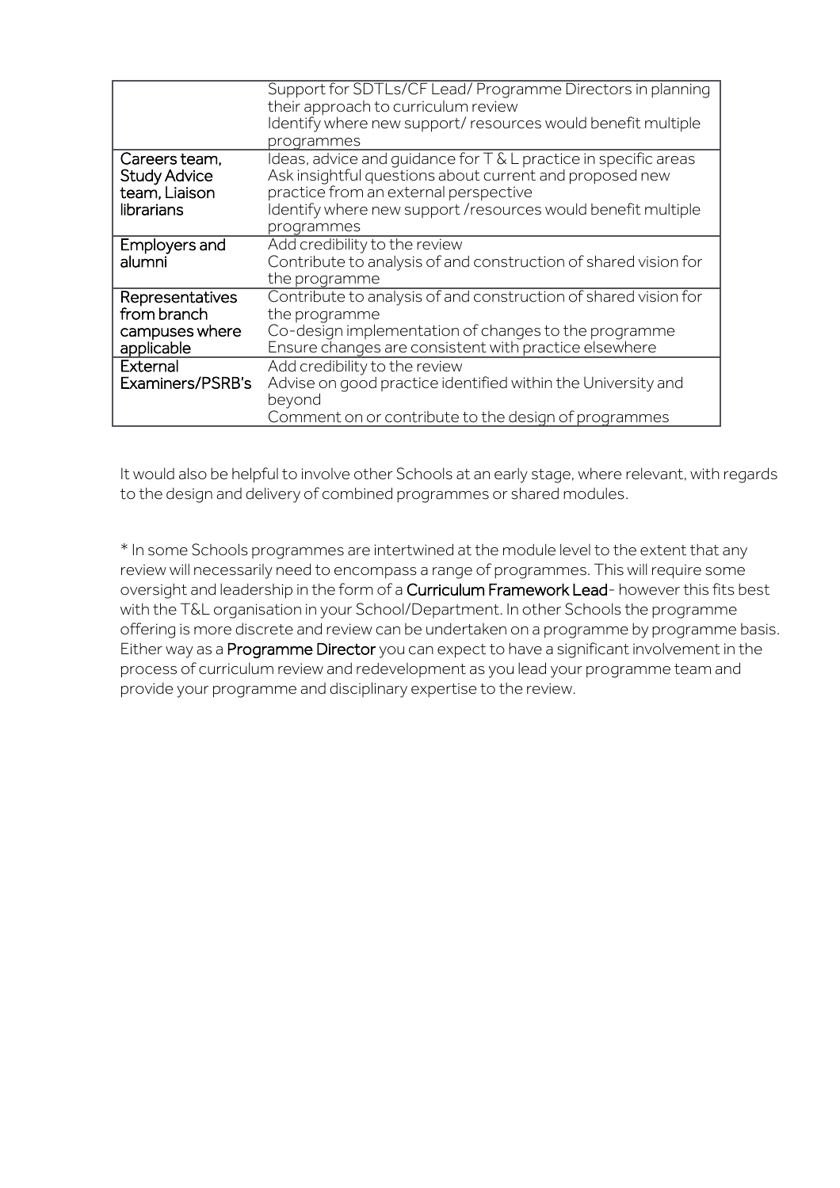| | |
|---|---|
| | Support for SDTLs/CF Lead/ Programme Directors in planning their approach to curriculum review<br>Identify where new support/ resources would benefit multiple programmes |
| Careers team, Study Advice team, Liaison librarians | Ideas, advice and guidance for T & L practice in specific areas<br>Ask insightful questions about current and proposed new practice from an external perspective<br>Identify where new support /resources would benefit multiple programmes |
| Employers and alumni | Add credibility to the review<br>Contribute to analysis of and construction of shared vision for the programme |
| Representatives from branch campuses where applicable | Contribute to analysis of and construction of shared vision for the programme<br>Co-design implementation of changes to the programme<br>Ensure changes are consistent with practice elsewhere |
| External Examiners/PSRB's | Add credibility to the review<br>Advise on good practice identified within the University and beyond<br>Comment on or contribute to the design of programmes |

It would also be helpful to involve other Schools at an early stage, where relevant, with regards to the design and delivery of combined programmes or shared modules.

* In some Schools programmes are intertwined at the module level to the extent that any review will necessarily need to encompass a range of programmes. This will require some oversight and leadership in the form of a **Curriculum Framework Lead**- however this fits best with the T&L organisation in your School/Department. In other Schools the programme offering is more discrete and review can be undertaken on a programme by programme basis. Either way as a **Programme Director** you can expect to have a significant involvement in the process of curriculum review and redevelopment as you lead your programme team and provide your programme and disciplinary expertise to the review.